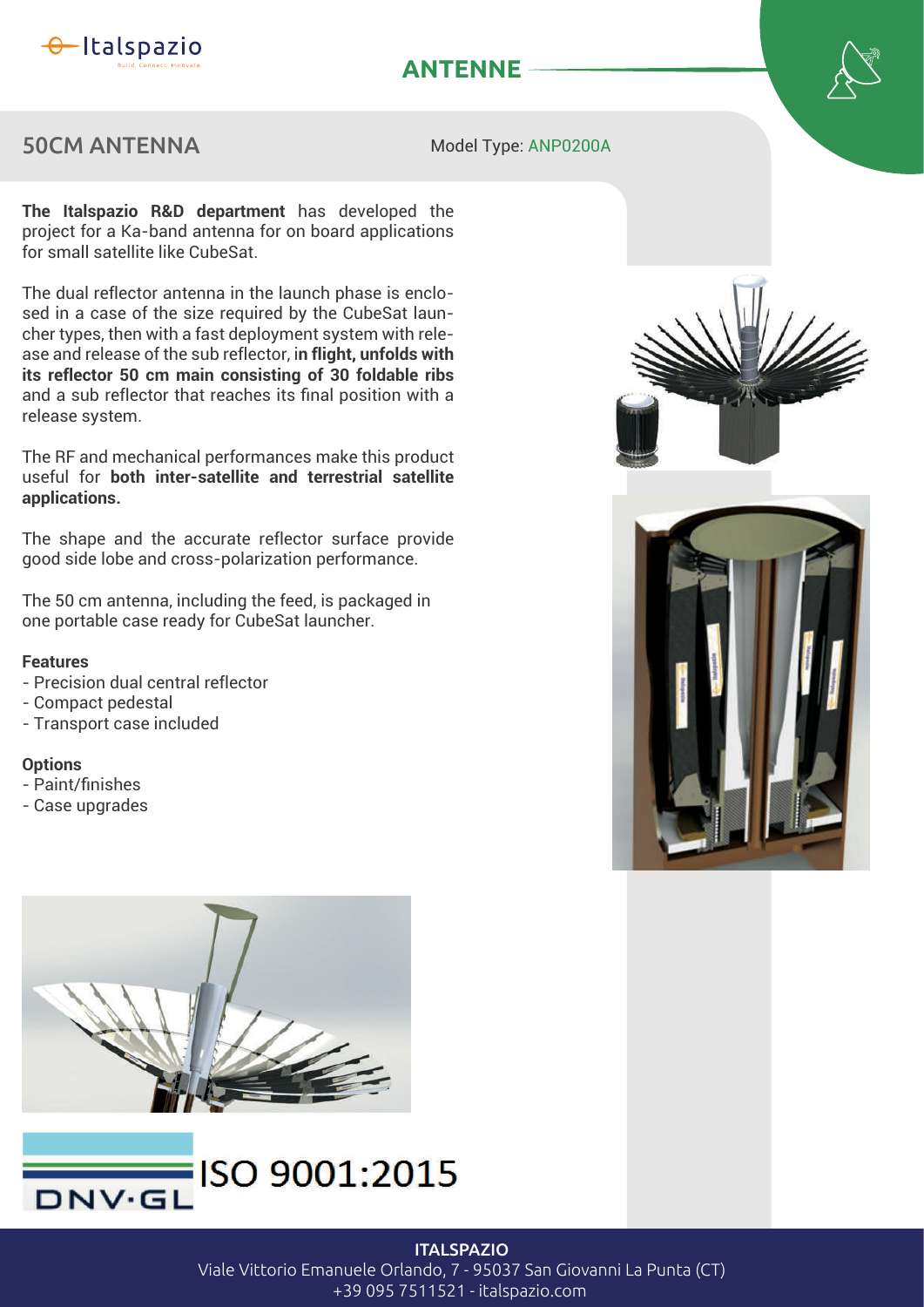# ANTENNE

## 50CM ANTENNA

Model Type: ANP0200A

**The Italspazio R&D department** has developed the project for a Ka-band antenna for on board applications for small satellite like CubeSat.

The dual reflector antenna in the launch phase is enclosed in a case of the size required by the CubeSat launcher types, then with a fast deployment system with release and release of the sub reflector, i**n flight, unfolds with its reflector 50 cm main consisting of 30 foldable ribs** and a sub reflector that reaches its final position with a release system.

The RF and mechanical performances make this product useful for **both inter-satellite and terrestrial satellite applications.**

The shape and the accurate reflector surface provide good side lobe and cross-polarization performance.

The 50 cm antenna, including the feed, is packaged in one portable case ready for CubeSat launcher.

**Features**

- Precision dual central reflector
- Compact pedestal
- Transport case included

**Options**

- Paint/finishes
- Case upgrades

DNV·GL ISO 9001:2015

**ITALSPAZIO**
Viale Vittorio Emanuele Orlando, 7 - 95037 San Giovanni La Punta (CT)
+39 095 7511521 - italspazio.com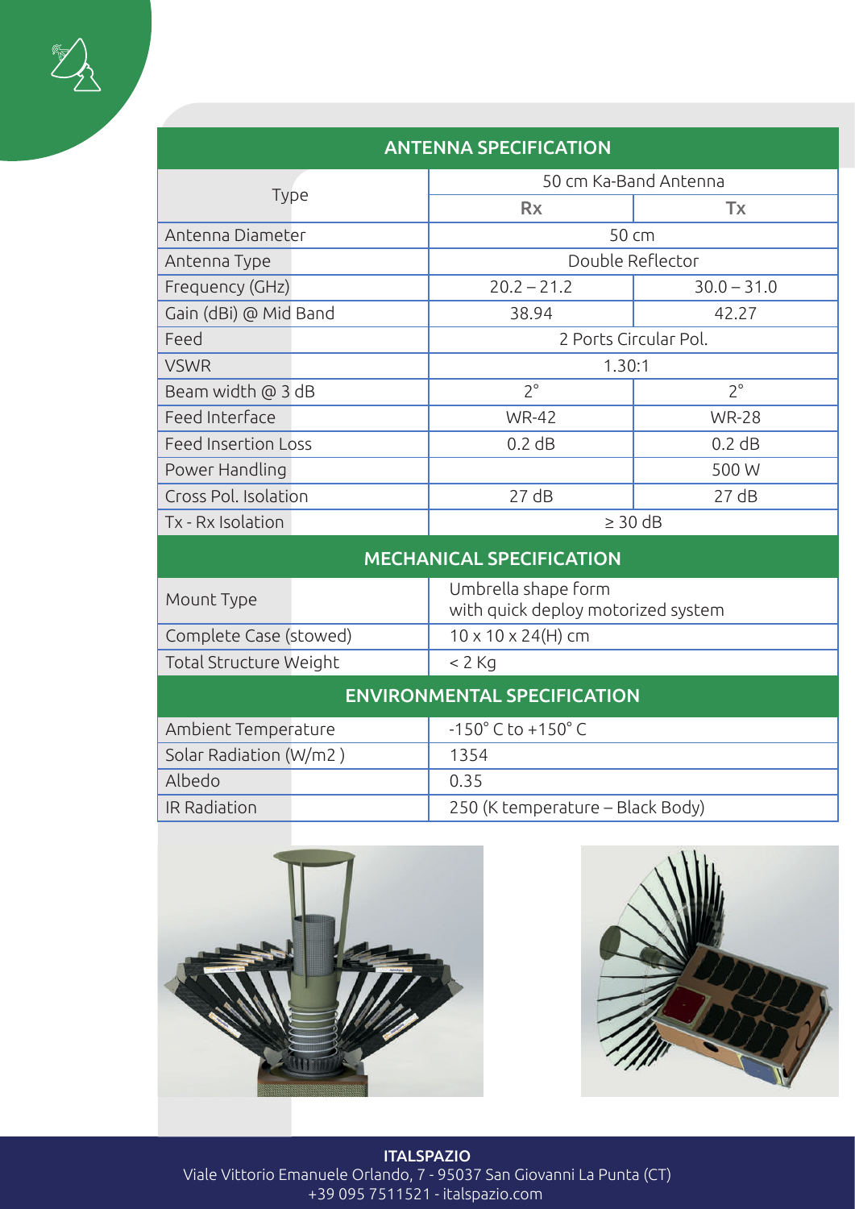| ANTENNA SPECIFICATION | | |
|---|---|---|
| Type | 50 cm Ka-Band Antenna | |
| | Rx | Tx |
| Antenna Diameter | 50 cm | |
| Antenna Type | Double Reflector | |
| Frequency (GHz) | 20.2 – 21.2 | 30.0 – 31.0 |
| Gain (dBi) @ Mid Band | 38.94 | 42.27 |
| Feed | 2 Ports Circular Pol. | |
| VSWR | 1.30:1 | |
| Beam width @ 3 dB | 2° | 2° |
| Feed Interface | WR-42 | WR-28 |
| Feed Insertion Loss | 0.2 dB | 0.2 dB |
| Power Handling | | 500 W |
| Cross Pol. Isolation | 27 dB | 27 dB |
| Tx - Rx Isolation | ≥ 30 dB | |

| MECHANICAL SPECIFICATION | |
|---|---|
| Mount Type | Umbrella shape form with quick deploy motorized system |
| Complete Case (stowed) | 10 x 10 x 24(H) cm |
| Total Structure Weight | < 2 Kg |

| ENVIRONMENTAL SPECIFICATION | |
|---|---|
| Ambient Temperature | -150° C to +150° C |
| Solar Radiation (W/m2 ) | 1354 |
| Albedo | 0.35 |
| IR Radiation | 250 (K temperature – Black Body) |

**ITALSPAZIO**
Viale Vittorio Emanuele Orlando, 7 - 95037 San Giovanni La Punta (CT)
+39 095 7511521 - italspazio.com